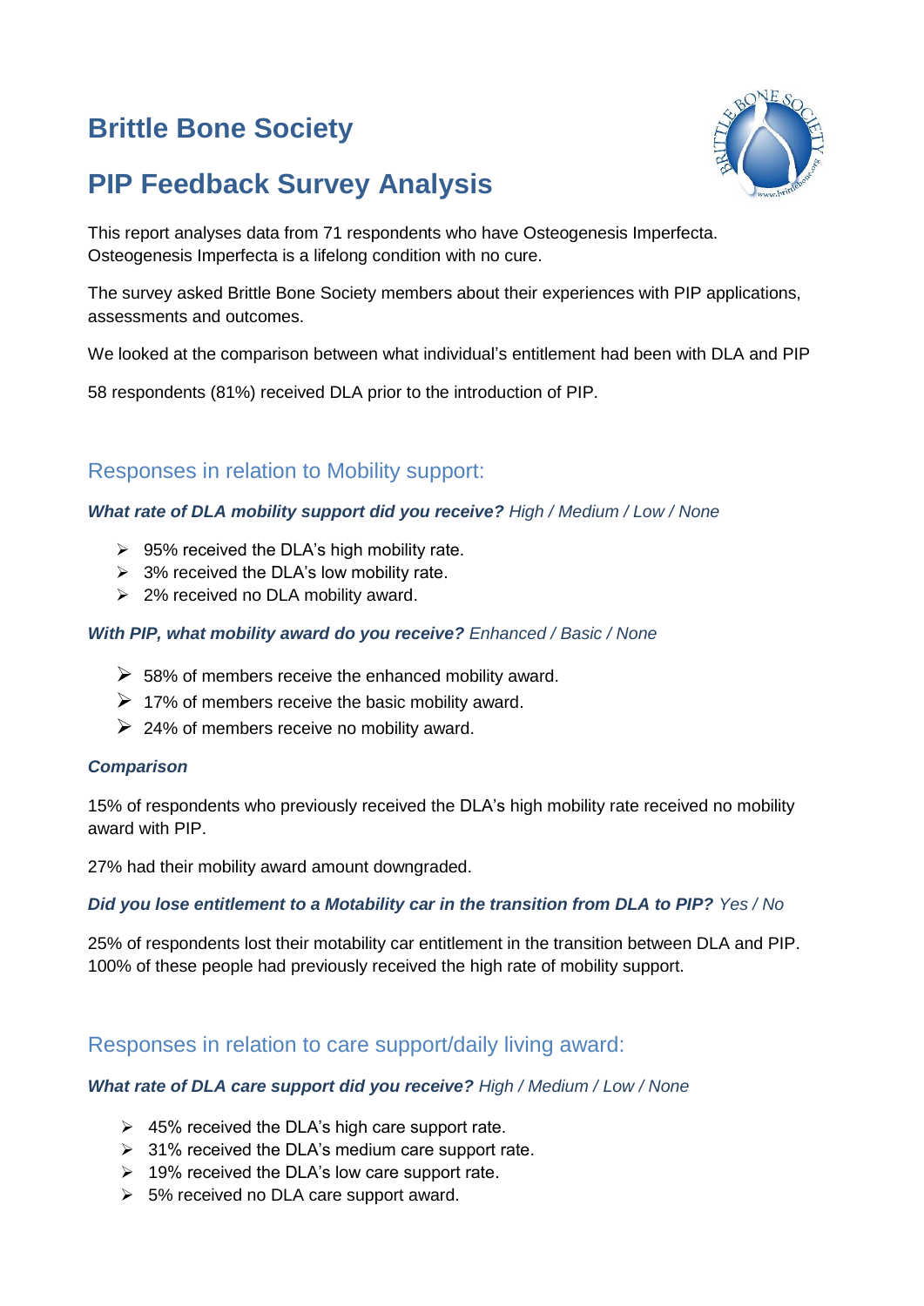# Brittle Bone Society

# PIP Feedback Survey Analysis

This report analyses data from 71 respondents who have Osteogenesis Imperfecta. Osteogenesis Imperfecta is a lifelong condition with no cure.

The survey asked Brittle Bone Society members about their experiences with PIP applications, assessments and outcomes.

We looked at the comparison between what individual's entitlement had been with DLA and PIP

58 respondents (81%) received DLA prior to the introduction of PIP.

## Responses in relation to Mobility support:

***What rate of DLA mobility support did you receive?*** *High / Medium / Low / None*

- 95% received the DLA's high mobility rate.
- 3% received the DLA's low mobility rate.
- 2% received no DLA mobility award.

***With PIP, what mobility award do you receive?*** *Enhanced / Basic / None*

- 58% of members receive the enhanced mobility award.
- 17% of members receive the basic mobility award.
- 24% of members receive no mobility award.

***Comparison***

15% of respondents who previously received the DLA's high mobility rate received no mobility award with PIP.

27% had their mobility award amount downgraded.

***Did you lose entitlement to a Motability car in the transition from DLA to PIP?*** *Yes / No*

25% of respondents lost their motability car entitlement in the transition between DLA and PIP. 100% of these people had previously received the high rate of mobility support.

## Responses in relation to care support/daily living award:

***What rate of DLA care support did you receive?*** *High / Medium / Low / None*

- 45% received the DLA's high care support rate.
- 31% received the DLA's medium care support rate.
- 19% received the DLA's low care support rate.
- 5% received no DLA care support award.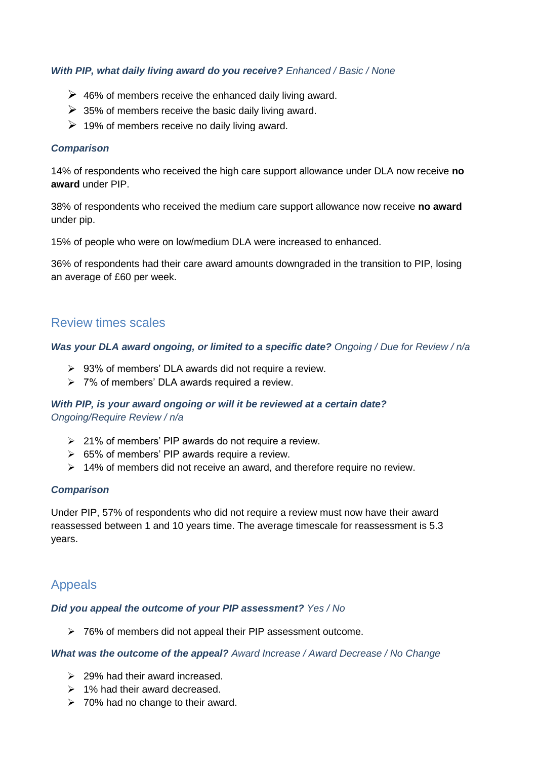***With PIP, what daily living award do you receive?*** *Enhanced / Basic / None*

- 46% of members receive the enhanced daily living award.
- 35% of members receive the basic daily living award.
- 19% of members receive no daily living award.

***Comparison***

14% of respondents who received the high care support allowance under DLA now receive **no award** under PIP.

38% of respondents who received the medium care support allowance now receive **no award** under pip.

15% of people who were on low/medium DLA were increased to enhanced.

36% of respondents had their care award amounts downgraded in the transition to PIP, losing an average of £60 per week.

## Review times scales

***Was your DLA award ongoing, or limited to a specific date?*** *Ongoing / Due for Review / n/a*

- 93% of members' DLA awards did not require a review.
- 7% of members' DLA awards required a review.

***With PIP, is your award ongoing or will it be reviewed at a certain date?*** *Ongoing/Require Review / n/a*

- 21% of members' PIP awards do not require a review.
- 65% of members' PIP awards require a review.
- 14% of members did not receive an award, and therefore require no review.

***Comparison***

Under PIP, 57% of respondents who did not require a review must now have their award reassessed between 1 and 10 years time. The average timescale for reassessment is 5.3 years.

## Appeals

***Did you appeal the outcome of your PIP assessment?*** *Yes / No*

- 76% of members did not appeal their PIP assessment outcome.

***What was the outcome of the appeal?*** *Award Increase / Award Decrease / No Change*

- 29% had their award increased.
- 1% had their award decreased.
- 70% had no change to their award.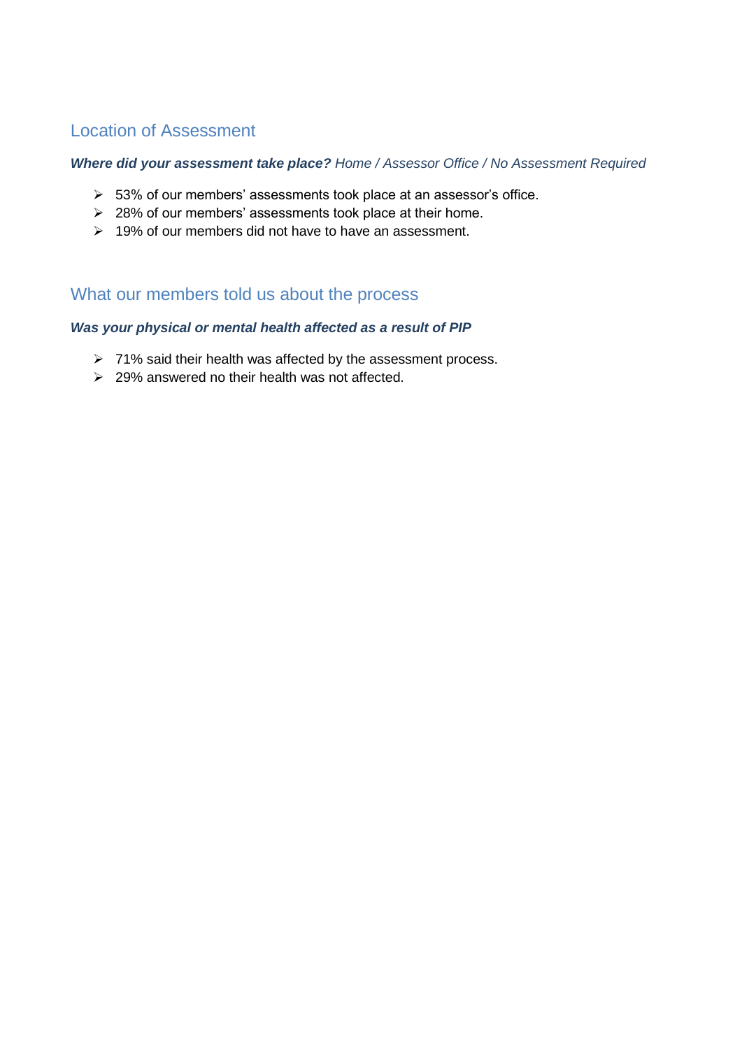## Location of Assessment

***Where did your assessment take place?*** *Home / Assessor Office / No Assessment Required*

- 53% of our members' assessments took place at an assessor's office.
- 28% of our members' assessments took place at their home.
- 19% of our members did not have to have an assessment.

## What our members told us about the process

***Was your physical or mental health affected as a result of PIP***

- 71% said their health was affected by the assessment process.
- 29% answered no their health was not affected.